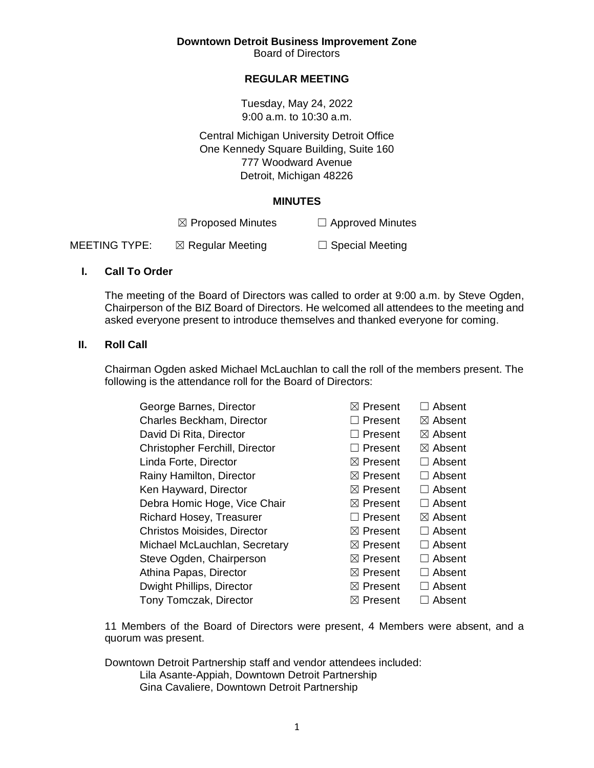**Downtown Detroit Business Improvement Zone**
Board of Directors

**REGULAR MEETING**

Tuesday, May 24, 2022
9:00 a.m. to 10:30 a.m.

Central Michigan University Detroit Office
One Kennedy Square Building, Suite 160
777 Woodward Avenue
Detroit, Michigan 48226

**MINUTES**

☒ Proposed Minutes ☐ Approved Minutes

MEETING TYPE: ☒ Regular Meeting ☐ Special Meeting

## I. Call To Order

The meeting of the Board of Directors was called to order at 9:00 a.m. by Steve Ogden, Chairperson of the BIZ Board of Directors. He welcomed all attendees to the meeting and asked everyone present to introduce themselves and thanked everyone for coming.

## II. Roll Call

Chairman Ogden asked Michael McLauchlan to call the roll of the members present. The following is the attendance roll for the Board of Directors:

| Name | Present | Absent |
|---|---|---|
| George Barnes, Director | ☒ Present | ☐ Absent |
| Charles Beckham, Director | ☐ Present | ☒ Absent |
| David Di Rita, Director | ☐ Present | ☒ Absent |
| Christopher Ferchill, Director | ☐ Present | ☒ Absent |
| Linda Forte, Director | ☒ Present | ☐ Absent |
| Rainy Hamilton, Director | ☒ Present | ☐ Absent |
| Ken Hayward, Director | ☒ Present | ☐ Absent |
| Debra Homic Hoge, Vice Chair | ☒ Present | ☐ Absent |
| Richard Hosey, Treasurer | ☐ Present | ☒ Absent |
| Christos Moisides, Director | ☒ Present | ☐ Absent |
| Michael McLauchlan, Secretary | ☒ Present | ☐ Absent |
| Steve Ogden, Chairperson | ☒ Present | ☐ Absent |
| Athina Papas, Director | ☒ Present | ☐ Absent |
| Dwight Phillips, Director | ☒ Present | ☐ Absent |
| Tony Tomczak, Director | ☒ Present | ☐ Absent |

11 Members of the Board of Directors were present, 4 Members were absent, and a quorum was present.

Downtown Detroit Partnership staff and vendor attendees included:

- Lila Asante-Appiah, Downtown Detroit Partnership
- Gina Cavaliere, Downtown Detroit Partnership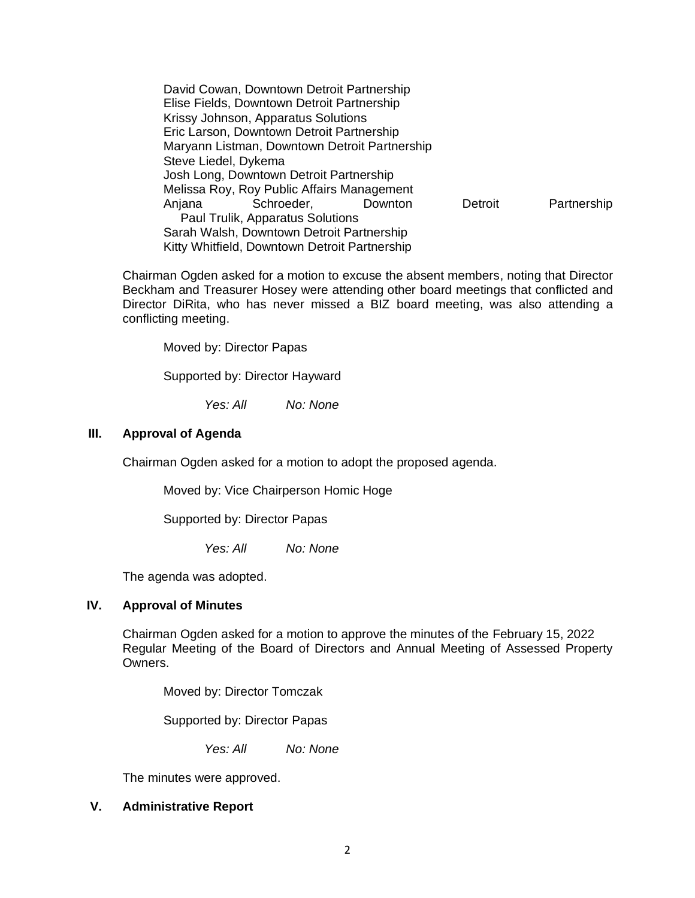David Cowan, Downtown Detroit Partnership
Elise Fields, Downtown Detroit Partnership
Krissy Johnson, Apparatus Solutions
Eric Larson, Downtown Detroit Partnership
Maryann Listman, Downtown Detroit Partnership
Steve Liedel, Dykema
Josh Long, Downtown Detroit Partnership
Melissa Roy, Roy Public Affairs Management
Anjana Schroeder, Downton Detroit Partnership
Paul Trulik, Apparatus Solutions
Sarah Walsh, Downtown Detroit Partnership
Kitty Whitfield, Downtown Detroit Partnership

Chairman Ogden asked for a motion to excuse the absent members, noting that Director Beckham and Treasurer Hosey were attending other board meetings that conflicted and Director DiRita, who has never missed a BIZ board meeting, was also attending a conflicting meeting.

Moved by: Director Papas

Supported by: Director Hayward

*Yes: All* *No: None*

## III. Approval of Agenda

Chairman Ogden asked for a motion to adopt the proposed agenda.

Moved by: Vice Chairperson Homic Hoge

Supported by: Director Papas

*Yes: All* *No: None*

The agenda was adopted.

## IV. Approval of Minutes

Chairman Ogden asked for a motion to approve the minutes of the February 15, 2022 Regular Meeting of the Board of Directors and Annual Meeting of Assessed Property Owners.

Moved by: Director Tomczak

Supported by: Director Papas

*Yes: All* *No: None*

The minutes were approved.

## V. Administrative Report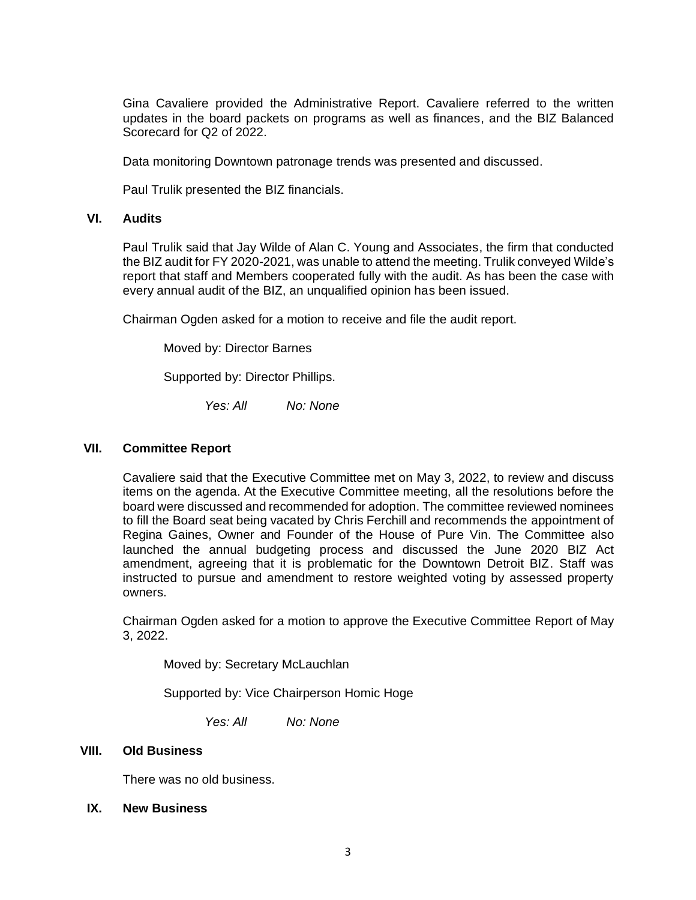Gina Cavaliere provided the Administrative Report. Cavaliere referred to the written updates in the board packets on programs as well as finances, and the BIZ Balanced Scorecard for Q2 of 2022.

Data monitoring Downtown patronage trends was presented and discussed.

Paul Trulik presented the BIZ financials.

## VI. Audits

Paul Trulik said that Jay Wilde of Alan C. Young and Associates, the firm that conducted the BIZ audit for FY 2020-2021, was unable to attend the meeting. Trulik conveyed Wilde's report that staff and Members cooperated fully with the audit. As has been the case with every annual audit of the BIZ, an unqualified opinion has been issued.

Chairman Ogden asked for a motion to receive and file the audit report.

Moved by: Director Barnes

Supported by: Director Phillips.

*Yes: All* *No: None*

## VII. Committee Report

Cavaliere said that the Executive Committee met on May 3, 2022, to review and discuss items on the agenda. At the Executive Committee meeting, all the resolutions before the board were discussed and recommended for adoption. The committee reviewed nominees to fill the Board seat being vacated by Chris Ferchill and recommends the appointment of Regina Gaines, Owner and Founder of the House of Pure Vin. The Committee also launched the annual budgeting process and discussed the June 2020 BIZ Act amendment, agreeing that it is problematic for the Downtown Detroit BIZ. Staff was instructed to pursue and amendment to restore weighted voting by assessed property owners.

Chairman Ogden asked for a motion to approve the Executive Committee Report of May 3, 2022.

Moved by: Secretary McLauchlan

Supported by: Vice Chairperson Homic Hoge

*Yes: All* *No: None*

## VIII. Old Business

There was no old business.

## IX. New Business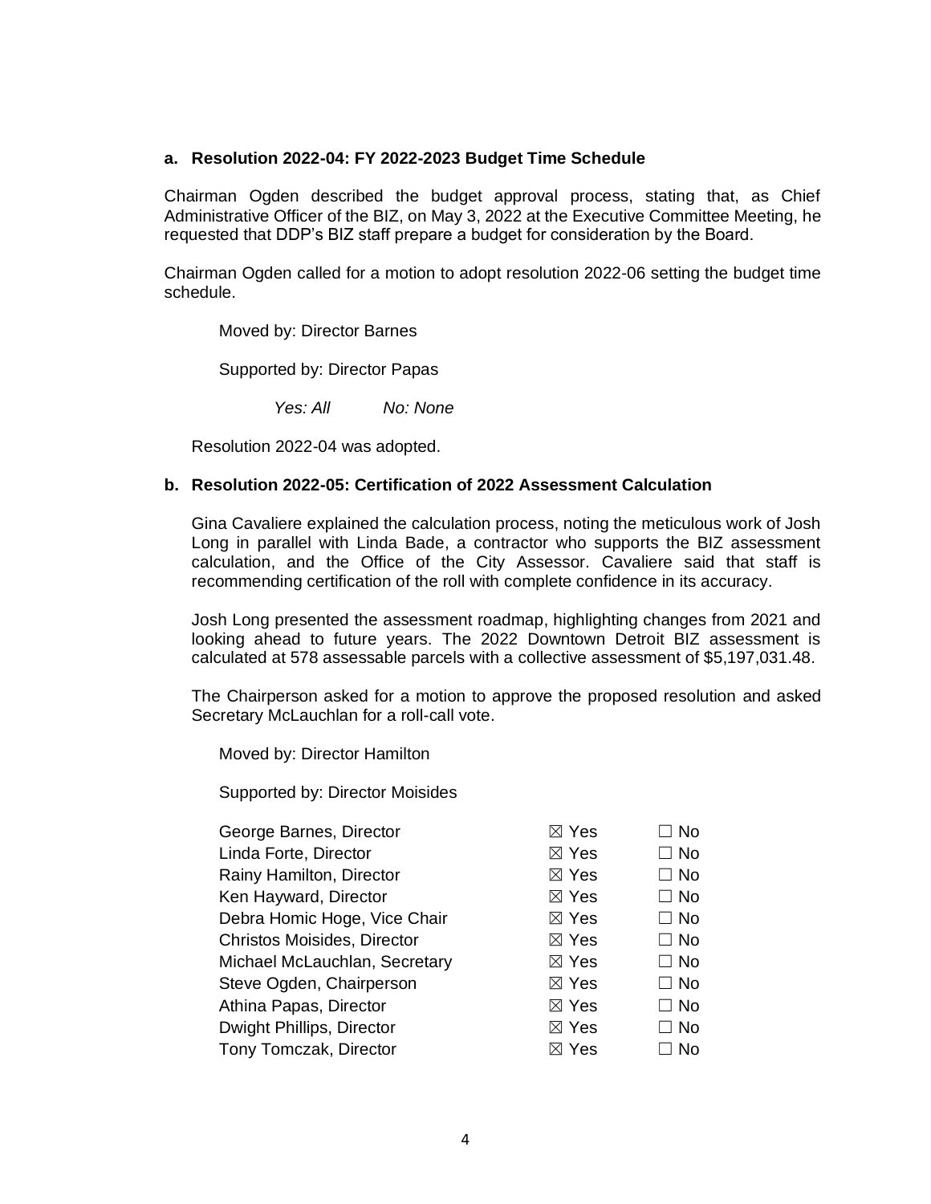**a. Resolution 2022-04: FY 2022-2023 Budget Time Schedule**

Chairman Ogden described the budget approval process, stating that, as Chief Administrative Officer of the BIZ, on May 3, 2022 at the Executive Committee Meeting, he requested that DDP's BIZ staff prepare a budget for consideration by the Board.

Chairman Ogden called for a motion to adopt resolution 2022-06 setting the budget time schedule.

Moved by: Director Barnes

Supported by: Director Papas

*Yes: All* *No: None*

Resolution 2022-04 was adopted.

**b. Resolution 2022-05: Certification of 2022 Assessment Calculation**

Gina Cavaliere explained the calculation process, noting the meticulous work of Josh Long in parallel with Linda Bade, a contractor who supports the BIZ assessment calculation, and the Office of the City Assessor. Cavaliere said that staff is recommending certification of the roll with complete confidence in its accuracy.

Josh Long presented the assessment roadmap, highlighting changes from 2021 and looking ahead to future years. The 2022 Downtown Detroit BIZ assessment is calculated at 578 assessable parcels with a collective assessment of $5,197,031.48.

The Chairperson asked for a motion to approve the proposed resolution and asked Secretary McLauchlan for a roll-call vote.

Moved by: Director Hamilton

Supported by: Director Moisides

| | | |
|---|---|---|
| George Barnes, Director | ☒ Yes | ☐ No |
| Linda Forte, Director | ☒ Yes | ☐ No |
| Rainy Hamilton, Director | ☒ Yes | ☐ No |
| Ken Hayward, Director | ☒ Yes | ☐ No |
| Debra Homic Hoge, Vice Chair | ☒ Yes | ☐ No |
| Christos Moisides, Director | ☒ Yes | ☐ No |
| Michael McLauchlan, Secretary | ☒ Yes | ☐ No |
| Steve Ogden, Chairperson | ☒ Yes | ☐ No |
| Athina Papas, Director | ☒ Yes | ☐ No |
| Dwight Phillips, Director | ☒ Yes | ☐ No |
| Tony Tomczak, Director | ☒ Yes | ☐ No |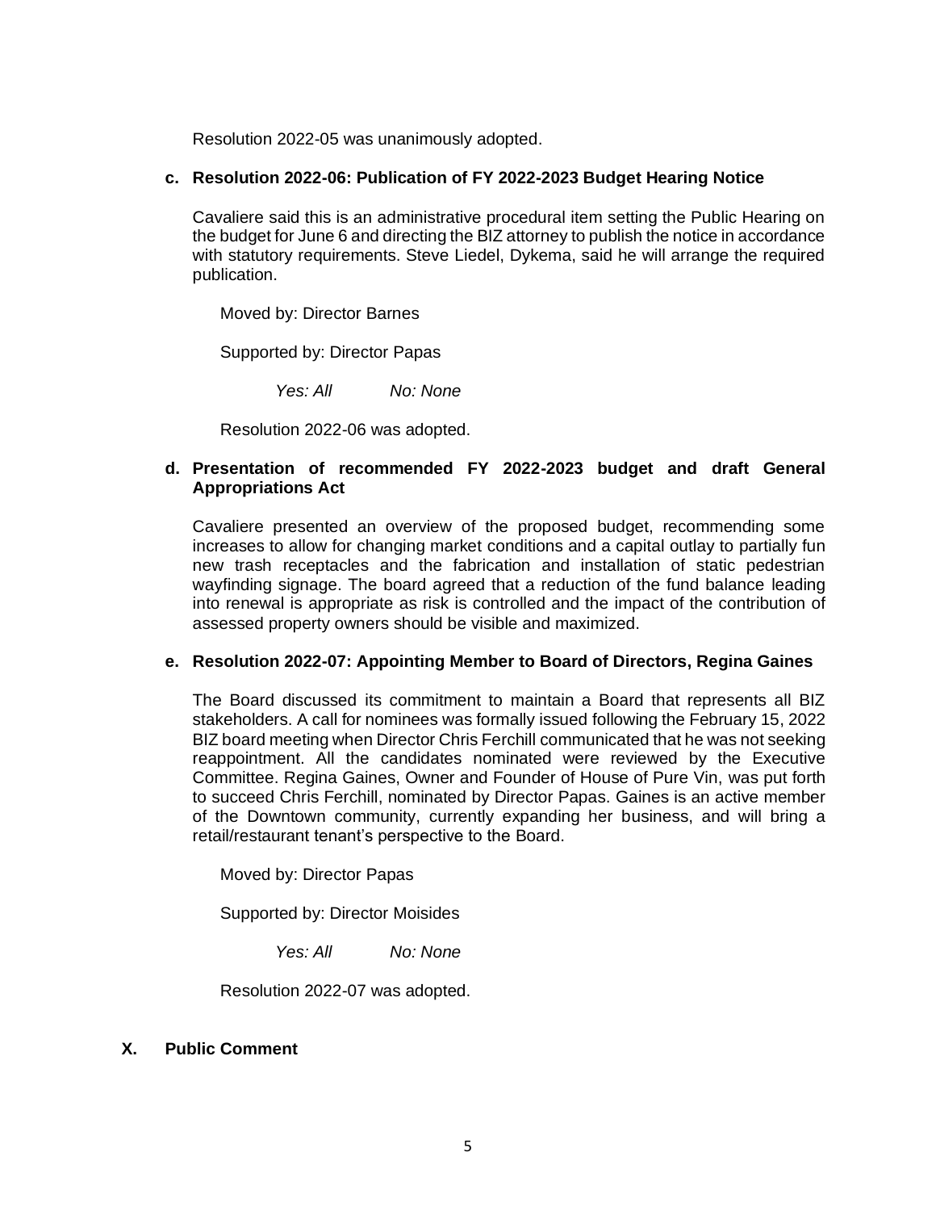Resolution 2022-05 was unanimously adopted.

**c. Resolution 2022-06: Publication of FY 2022-2023 Budget Hearing Notice**

Cavaliere said this is an administrative procedural item setting the Public Hearing on the budget for June 6 and directing the BIZ attorney to publish the notice in accordance with statutory requirements. Steve Liedel, Dykema, said he will arrange the required publication.

Moved by: Director Barnes

Supported by: Director Papas

*Yes: All* *No: None*

Resolution 2022-06 was adopted.

**d. Presentation of recommended FY 2022-2023 budget and draft General Appropriations Act**

Cavaliere presented an overview of the proposed budget, recommending some increases to allow for changing market conditions and a capital outlay to partially fun new trash receptacles and the fabrication and installation of static pedestrian wayfinding signage. The board agreed that a reduction of the fund balance leading into renewal is appropriate as risk is controlled and the impact of the contribution of assessed property owners should be visible and maximized.

**e. Resolution 2022-07: Appointing Member to Board of Directors, Regina Gaines**

The Board discussed its commitment to maintain a Board that represents all BIZ stakeholders. A call for nominees was formally issued following the February 15, 2022 BIZ board meeting when Director Chris Ferchill communicated that he was not seeking reappointment. All the candidates nominated were reviewed by the Executive Committee. Regina Gaines, Owner and Founder of House of Pure Vin, was put forth to succeed Chris Ferchill, nominated by Director Papas. Gaines is an active member of the Downtown community, currently expanding her business, and will bring a retail/restaurant tenant's perspective to the Board.

Moved by: Director Papas

Supported by: Director Moisides

*Yes: All* *No: None*

Resolution 2022-07 was adopted.

## X. Public Comment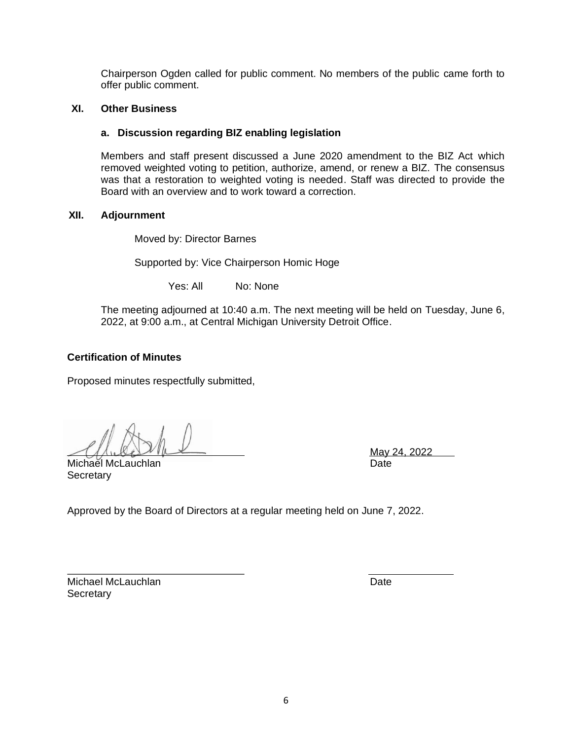Chairperson Ogden called for public comment. No members of the public came forth to offer public comment.

## XI. Other Business

### a. Discussion regarding BIZ enabling legislation

Members and staff present discussed a June 2020 amendment to the BIZ Act which removed weighted voting to petition, authorize, amend, or renew a BIZ. The consensus was that a restoration to weighted voting is needed. Staff was directed to provide the Board with an overview and to work toward a correction.

## XII. Adjournment

Moved by: Director Barnes

Supported by: Vice Chairperson Homic Hoge

Yes: All    No: None

The meeting adjourned at 10:40 a.m. The next meeting will be held on Tuesday, June 6, 2022, at 9:00 a.m., at Central Michigan University Detroit Office.

**Certification of Minutes**

Proposed minutes respectfully submitted,

Michael McLauchlan    May 24, 2022
Secretary    Date

Approved by the Board of Directors at a regular meeting held on June 7, 2022.

\_\_\_\_\_\_\_\_\_\_\_\_\_\_\_\_\_\_\_\_\_\_\_\_\_\_\_\_\_\_\_    \_\_\_\_\_\_\_\_\_\_\_\_\_\_\_
Michael McLauchlan    Date
Secretary